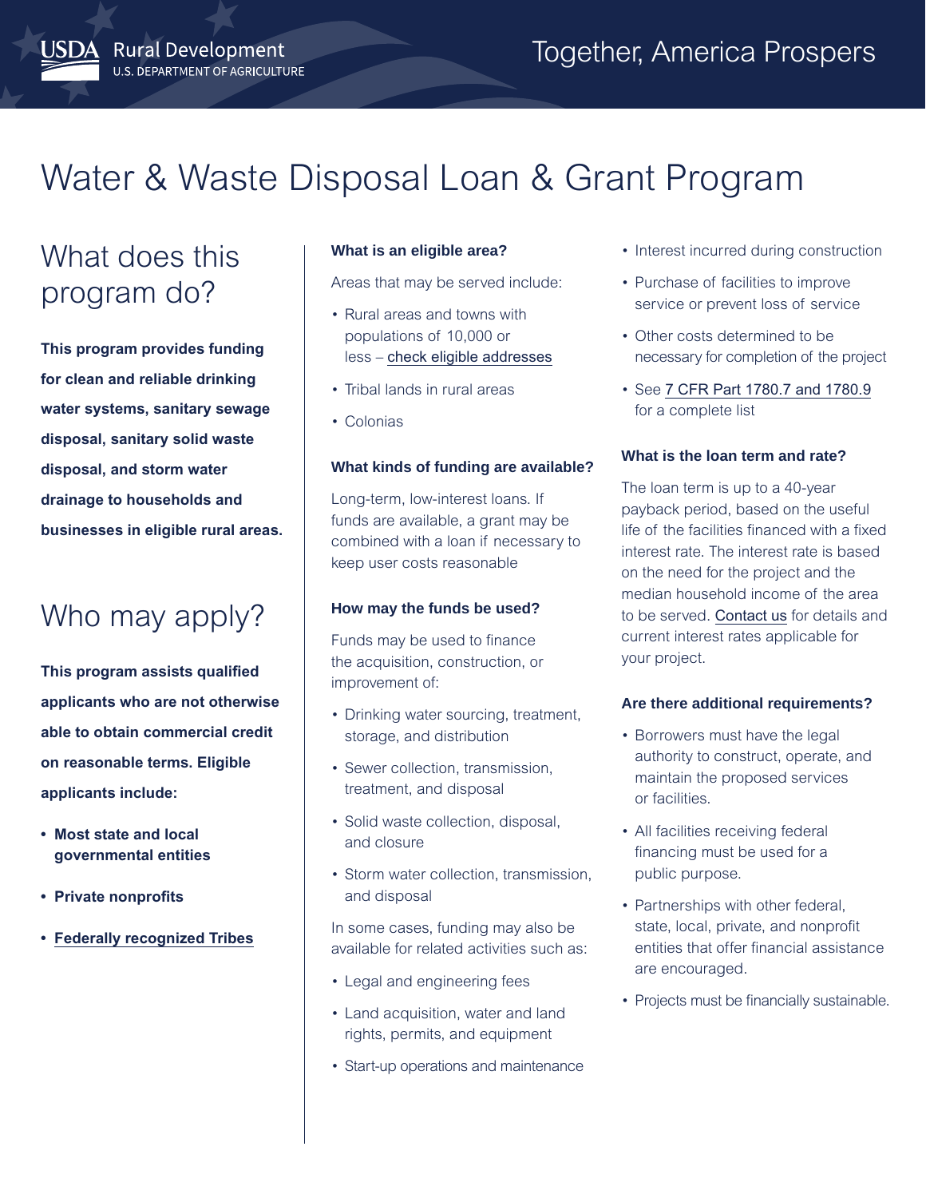# Water & Waste Disposal Loan & Grant Program

## What does this program do?

**This program provides funding for clean and reliable drinking water systems, sanitary sewage disposal, sanitary solid waste disposal, and storm water drainage to households and businesses in eligible rural areas.**

## Who may apply?

**This program assists qualified applicants who are not otherwise able to obtain commercial credit on reasonable terms. Eligible applicants include:**

- **Most state and local governmental entities**
- **Private nonprofits**
- **Federally recognized Tribes**

### What is an eligible area?

Areas that may be served include:

- Rural areas and towns with populations of 10,000 or less – check eligible addresses
- Tribal lands in rural areas
- Colonias

### What kinds of funding are available?

Long-term, low-interest loans. If funds are available, a grant may be combined with a loan if necessary to keep user costs reasonable

### How may the funds be used?

Funds may be used to finance the acquisition, construction, or improvement of:

- Drinking water sourcing, treatment, storage, and distribution
- Sewer collection, transmission, treatment, and disposal
- Solid waste collection, disposal, and closure
- Storm water collection, transmission, and disposal

In some cases, funding may also be available for related activities such as:

- Legal and engineering fees
- Land acquisition, water and land rights, permits, and equipment
- Start-up operations and maintenance
- Interest incurred during construction
- Purchase of facilities to improve service or prevent loss of service
- Other costs determined to be necessary for completion of the project
- See 7 CFR Part 1780.7 and 1780.9 for a complete list

### What is the loan term and rate?

The loan term is up to a 40-year payback period, based on the useful life of the facilities financed with a fixed interest rate. The interest rate is based on the need for the project and the median household income of the area to be served. Contact us for details and current interest rates applicable for your project.

### Are there additional requirements?

- Borrowers must have the legal authority to construct, operate, and maintain the proposed services or facilities.
- All facilities receiving federal financing must be used for a public purpose.
- Partnerships with other federal, state, local, private, and nonprofit entities that offer financial assistance are encouraged.
- Projects must be financially sustainable.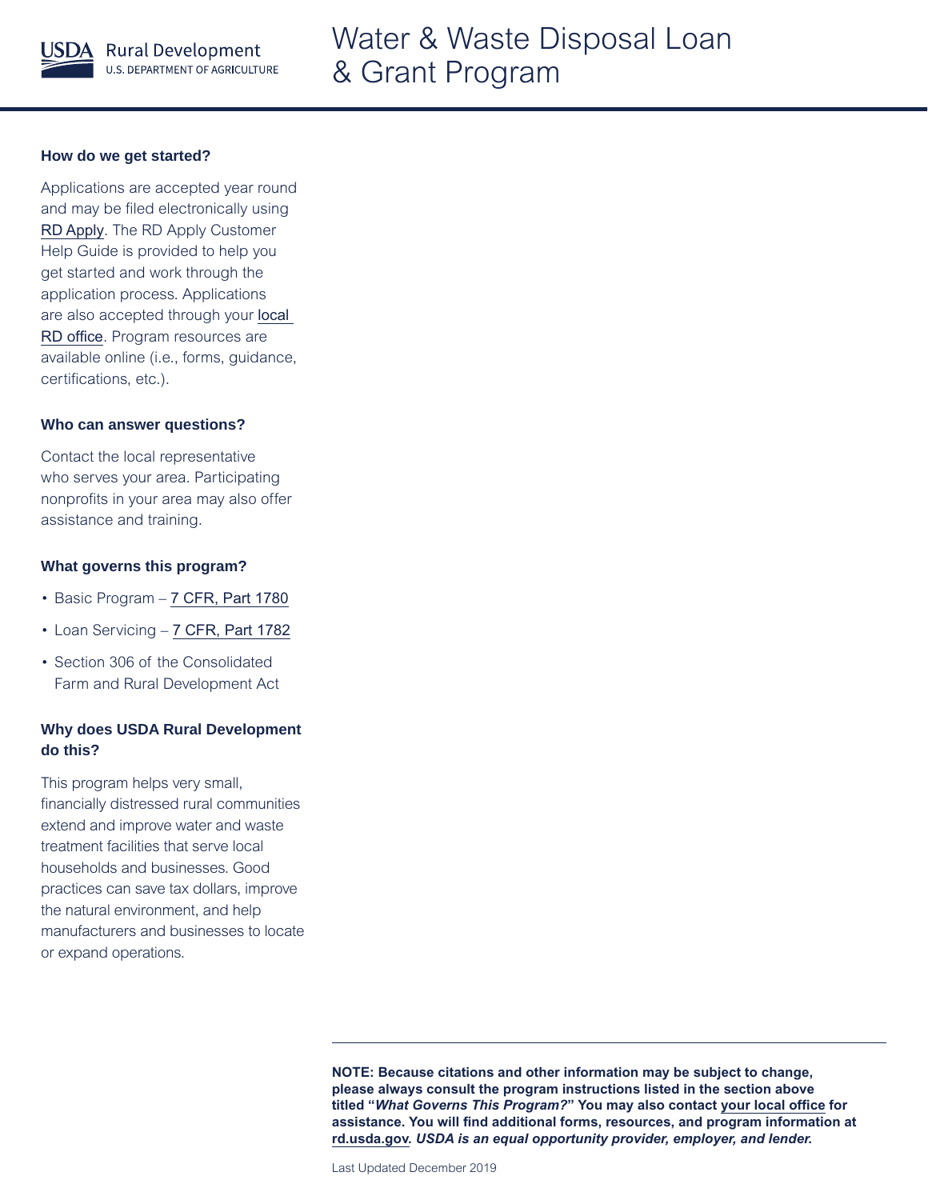### How do we get started?

Applications are accepted year round and may be filed electronically using RD Apply. The RD Apply Customer Help Guide is provided to help you get started and work through the application process. Applications are also accepted through your local RD office. Program resources are available online (i.e., forms, guidance, certifications, etc.).

### Who can answer questions?

Contact the local representative who serves your area. Participating nonprofits in your area may also offer assistance and training.

### What governs this program?

- Basic Program – 7 CFR, Part 1780
- Loan Servicing – 7 CFR, Part 1782
- Section 306 of the Consolidated Farm and Rural Development Act

### Why does USDA Rural Development do this?

This program helps very small, financially distressed rural communities extend and improve water and waste treatment facilities that serve local households and businesses. Good practices can save tax dollars, improve the natural environment, and help manufacturers and businesses to locate or expand operations.

---

**NOTE: Because citations and other information may be subject to change, please always consult the program instructions listed in the section above titled "*What Governs This Program?*" You may also contact your local office for assistance. You will find additional forms, resources, and program information at rd.usda.gov. *USDA is an equal opportunity provider, employer, and lender.***

Last Updated December 2019